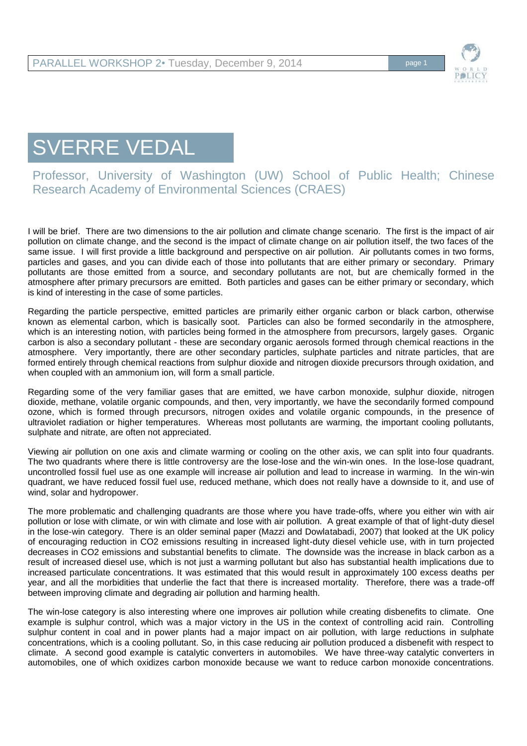# SVERRE VEDAL

## Professor, University of Washington (UW) School of Public Health; Chinese Research Academy of Environmental Sciences (CRAES)

I will be brief. There are two dimensions to the air pollution and climate change scenario. The first is the impact of air pollution on climate change, and the second is the impact of climate change on air pollution itself, the two faces of the same issue. I will first provide a little background and perspective on air pollution. Air pollutants comes in two forms, particles and gases, and you can divide each of those into pollutants that are either primary or secondary. Primary pollutants are those emitted from a source, and secondary pollutants are not, but are chemically formed in the atmosphere after primary precursors are emitted. Both particles and gases can be either primary or secondary, which is kind of interesting in the case of some particles.

Regarding the particle perspective, emitted particles are primarily either organic carbon or black carbon, otherwise known as elemental carbon, which is basically soot. Particles can also be formed secondarily in the atmosphere, which is an interesting notion, with particles being formed in the atmosphere from precursors, largely gases. Organic carbon is also a secondary pollutant - these are secondary organic aerosols formed through chemical reactions in the atmosphere. Very importantly, there are other secondary particles, sulphate particles and nitrate particles, that are formed entirely through chemical reactions from sulphur dioxide and nitrogen dioxide precursors through oxidation, and when coupled with an ammonium ion, will form a small particle.

Regarding some of the very familiar gases that are emitted, we have carbon monoxide, sulphur dioxide, nitrogen dioxide, methane, volatile organic compounds, and then, very importantly, we have the secondarily formed compound ozone, which is formed through precursors, nitrogen oxides and volatile organic compounds, in the presence of ultraviolet radiation or higher temperatures. Whereas most pollutants are warming, the important cooling pollutants, sulphate and nitrate, are often not appreciated.

Viewing air pollution on one axis and climate warming or cooling on the other axis, we can split into four quadrants. The two quadrants where there is little controversy are the lose-lose and the win-win ones. In the lose-lose quadrant, uncontrolled fossil fuel use as one example will increase air pollution and lead to increase in warming. In the win-win quadrant, we have reduced fossil fuel use, reduced methane, which does not really have a downside to it, and use of wind, solar and hydropower.

The more problematic and challenging quadrants are those where you have trade-offs, where you either win with air pollution or lose with climate, or win with climate and lose with air pollution. A great example of that of light-duty diesel in the lose-win category. There is an older seminal paper (Mazzi and Dowlatabadi, 2007) that looked at the UK policy of encouraging reduction in CO2 emissions resulting in increased light-duty diesel vehicle use, with in turn projected decreases in CO2 emissions and substantial benefits to climate. The downside was the increase in black carbon as a result of increased diesel use, which is not just a warming pollutant but also has substantial health implications due to increased particulate concentrations. It was estimated that this would result in approximately 100 excess deaths per year, and all the morbidities that underlie the fact that there is increased mortality. Therefore, there was a trade-off between improving climate and degrading air pollution and harming health.

The win-lose category is also interesting where one improves air pollution while creating disbenefits to climate. One example is sulphur control, which was a major victory in the US in the context of controlling acid rain. Controlling sulphur content in coal and in power plants had a major impact on air pollution, with large reductions in sulphate concentrations, which is a cooling pollutant. So, in this case reducing air pollution produced a disbenefit with respect to climate. A second good example is catalytic converters in automobiles. We have three-way catalytic converters in automobiles, one of which oxidizes carbon monoxide because we want to reduce carbon monoxide concentrations.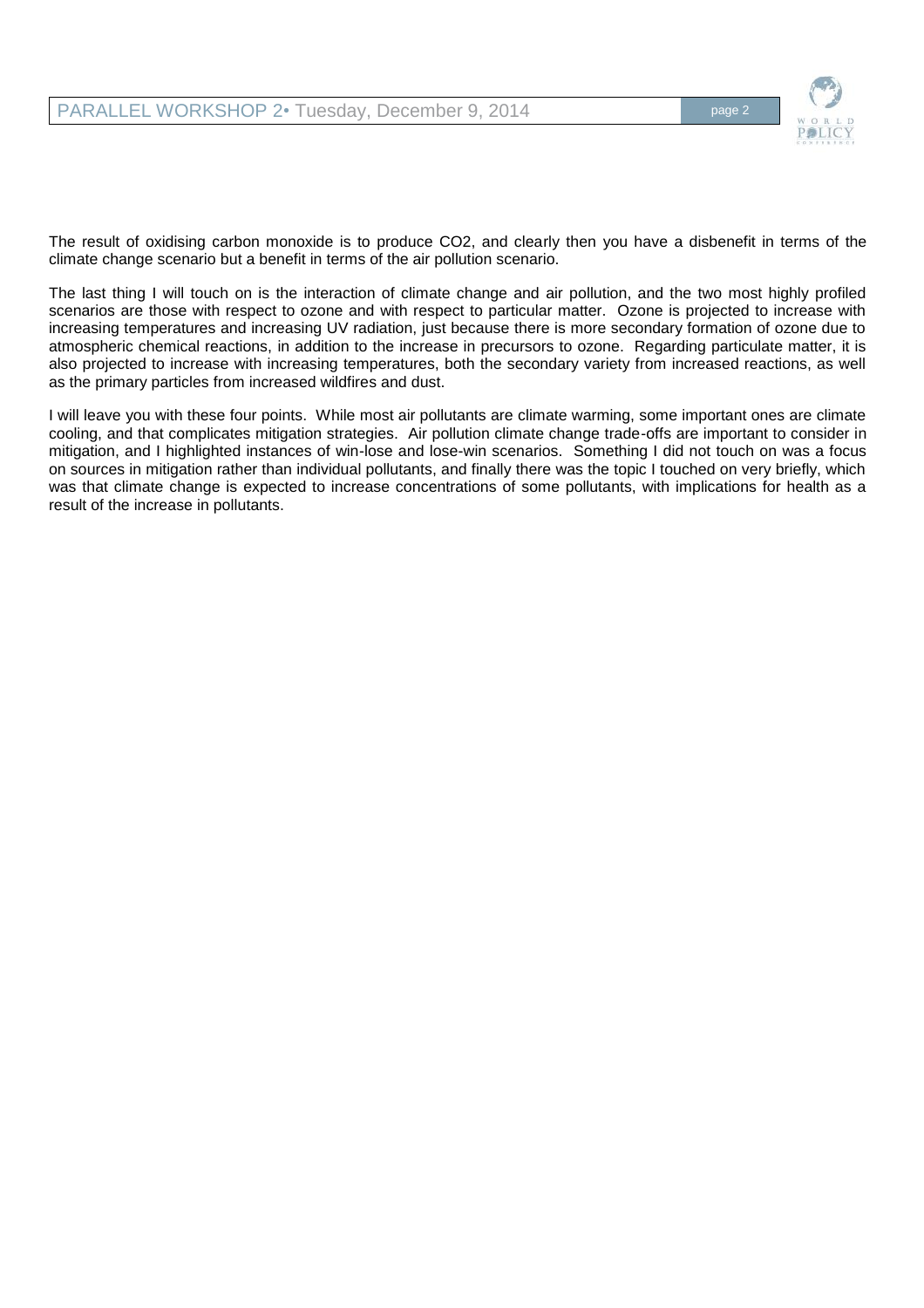The result of oxidising carbon monoxide is to produce $CO_2$, and clearly then you have a disbenefit in terms of the climate change scenario but a benefit in terms of the air pollution scenario.

The last thing I will touch on is the interaction of climate change and air pollution, and the two most highly profiled scenarios are those with respect to ozone and with respect to particular matter. Ozone is projected to increase with increasing temperatures and increasing UV radiation, just because there is more secondary formation of ozone due to atmospheric chemical reactions, in addition to the increase in precursors to ozone. Regarding particulate matter, it is also projected to increase with increasing temperatures, both the secondary variety from increased reactions, as well as the primary particles from increased wildfires and dust.

I will leave you with these four points. While most air pollutants are climate warming, some important ones are climate cooling, and that complicates mitigation strategies. Air pollution climate change trade-offs are important to consider in mitigation, and I highlighted instances of win-lose and lose-win scenarios. Something I did not touch on was a focus on sources in mitigation rather than individual pollutants, and finally there was the topic I touched on very briefly, which was that climate change is expected to increase concentrations of some pollutants, with implications for health as a result of the increase in pollutants.